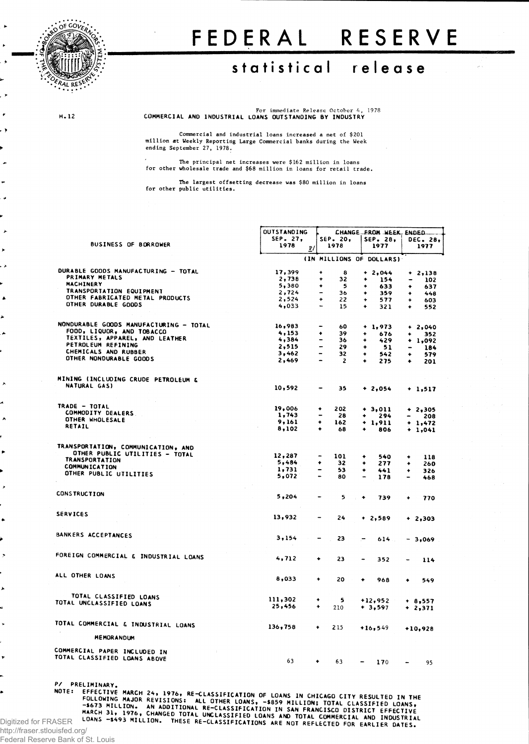# FEDERAL RESERVE

## statistical release

H.12

For immediate Release October 4, 1978

COMMERCIAL AND INDUSTRIAL LOANS OUTSTANDING BY INDUSTRY

Commercial and industrial loans increased a net of $201 million at Weekly Reporting Large Commercial banks during the Week ending September 27, 1978.

The principal net increases were $162 million in loans for other wholesale trade and $68 million in loans for retail trade.

The largest offsetting decrease was $80 million in loans for other public utilities.

| BUSINESS OF BORROWER | OUTSTANDING SEP. 27, 1978 P/ | CHANGE FROM WEEK ENDED SEP. 20, 1978 | SEP. 28, 1977 | DEC. 28, 1977 |
|---|---|---|---|---|
| | (IN MILLIONS OF DOLLARS) | | | |
| DURABLE GOODS MANUFACTURING - TOTAL | 17,399 | + 8 | + 2,044 | + 2,138 |
| PRIMARY METALS | 2,738 | + 32 | + 154 | - 102 |
| MACHINERY | 5,380 | + 5 | + 633 | + 637 |
| TRANSPORTATION EQUIPMENT | 2,724 | - 36 | + 359 | + 448 |
| OTHER FABRICATED METAL PRODUCTS | 2,524 | + 22 | + 577 | + 603 |
| OTHER DURABLE GOODS | 4,033 | - 15 | + 321 | + 552 |
| NONDURABLE GOODS MANUFACTURING - TOTAL | 16,983 | - 60 | + 1,973 | + 2,040 |
| FOOD, LIQUOR, AND TOBACCO | 4,153 | + 39 | + 676 | + 352 |
| TEXTILES, APPAREL, AND LEATHER | 4,384 | - 36 | + 429 | + 1,092 |
| PETROLEUM REFINING | 2,515 | - 29 | + 51 | - 184 |
| CHEMICALS AND RUBBER | 3,462 | - 32 | + 542 | + 579 |
| OTHER NONDURABLE GOODS | 2,469 | - 2 | + 275 | + 201 |
| MINING (INCLUDING CRUDE PETROLEUM & NATURAL GAS) | 10,592 | - 35 | + 2,054 | + 1,517 |
| TRADE - TOTAL | 19,006 | + 202 | + 3,011 | + 2,305 |
| COMMODITY DEALERS | 1,743 | - 28 | + 294 | - 208 |
| OTHER WHOLESALE | 9,161 | + 162 | + 1,911 | + 1,472 |
| RETAIL | 8,102 | + 68 | + 806 | + 1,041 |
| TRANSPORTATION, COMMUNICATION, AND OTHER PUBLIC UTILITIES - TOTAL | 12,287 | - 101 | + 540 | + 118 |
| TRANSPORTATION | 5,484 | + 32 | + 277 | + 260 |
| COMMUNICATION | 1,731 | - 53 | + 441 | + 326 |
| OTHER PUBLIC UTILITIES | 5,072 | - 80 | - 178 | - 468 |
| CONSTRUCTION | 5,204 | - 5 | + 739 | + 770 |
| SERVICES | 13,932 | - 24 | + 2,589 | + 2,303 |
| BANKERS ACCEPTANCES | 3,154 | - 23 | - 614 | - 3,069 |
| FOREIGN COMMERCIAL & INDUSTRIAL LOANS | 4,712 | + 23 | - 352 | - 114 |
| ALL OTHER LOANS | 8,033 | + 20 | + 968 | + 549 |
| TOTAL CLASSIFIED LOANS | 111,302 | + 5 | +12,952 | + 8,557 |
| TOTAL UNCLASSIFIED LOANS | 25,456 | + 210 | + 3,597 | + 2,371 |
| TOTAL COMMERCIAL & INDUSTRIAL LOANS | 136,758 | + 215 | +16,549 | +10,928 |
| MEMORANDUM | | | | |
| COMMERCIAL PAPER INCLUDED IN TOTAL CLASSIFIED LOANS ABOVE | 63 | + 63 | - 170 | - 95 |

P/ PRELIMINARY.

NOTE: EFFECTIVE MARCH 24, 1976, RE-CLASSIFICATION OF LOANS IN CHICAGO CITY RESULTED IN THE FOLLOWING MAJOR REVISIONS: ALL OTHER LOANS, -$859 MILLION; TOTAL CLASSIFIED LOANS, -$673 MILLION. AN ADDITIONAL RE-CLASSIFICATION IN SAN FRANCISCO DISTRICT EFFECTIVE MARCH 31, 1976, CHANGED TOTAL UNCLASSIFIED LOANS AND TOTAL COMMERCIAL AND INDUSTRIAL LOANS -$493 MILLION. THESE RE-CLASSIFICATIONS ARE NOT REFLECTED FOR EARLIER DATES.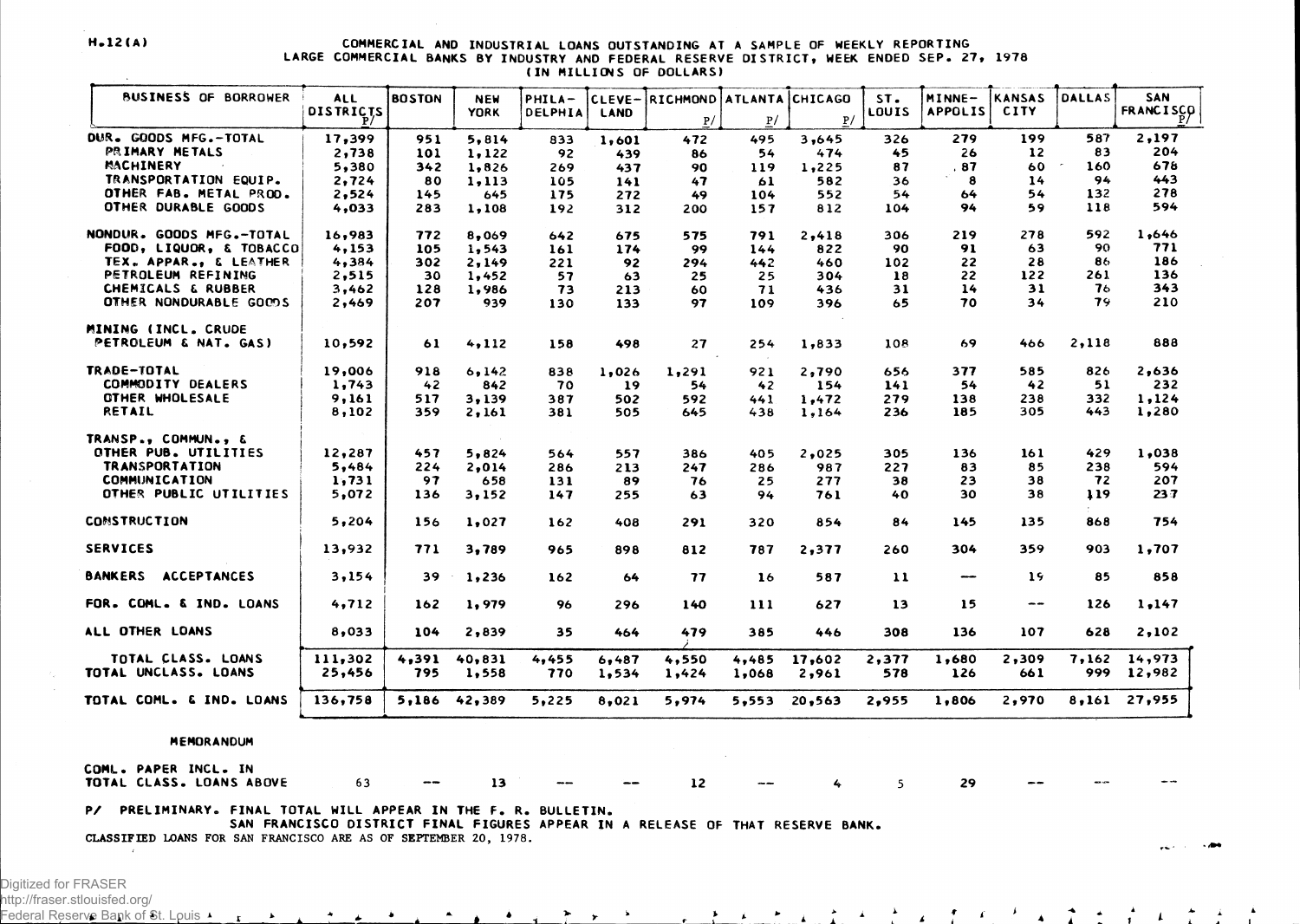H.12(A)

# COMMERCIAL AND INDUSTRIAL LOANS OUTSTANDING AT A SAMPLE OF WEEKLY REPORTING LARGE COMMERCIAL BANKS BY INDUSTRY AND FEDERAL RESERVE DISTRICT, WEEK ENDED SEP. 27, 1978 (IN MILLIONS OF DOLLARS)

| BUSINESS OF BORROWER | ALL DISTRICTS P/ | BOSTON | NEW YORK | PHILA-DELPHIA | CLEVE-LAND | RICHMOND P/ | ATLANTA P/ | CHICAGO P/ | ST. LOUIS | MINNE-APPOLIS | KANSAS CITY | DALLAS | SAN FRANCISCO P/ |
|---|---|---|---|---|---|---|---|---|---|---|---|---|---|
| DUR. GOODS MFG.-TOTAL | 17,399 | 951 | 5,814 | 833 | 1,601 | 472 | 495 | 3,645 | 326 | 279 | 199 | 587 | 2,197 |
| PRIMARY METALS | 2,738 | 101 | 1,122 | 92 | 439 | 86 | 54 | 474 | 45 | 26 | 12 | 83 | 204 |
| MACHINERY | 5,380 | 342 | 1,826 | 269 | 437 | 90 | 119 | 1,225 | 87 | 87 | 60 | 160 | 678 |
| TRANSPORTATION EQUIP. | 2,724 | 80 | 1,113 | 105 | 141 | 47 | 61 | 582 | 36 | 8 | 14 | 94 | 443 |
| OTHER FAB. METAL PROD. | 2,524 | 145 | 645 | 175 | 272 | 49 | 104 | 552 | 54 | 64 | 54 | 132 | 278 |
| OTHER DURABLE GOODS | 4,033 | 283 | 1,108 | 192 | 312 | 200 | 157 | 812 | 104 | 94 | 59 | 118 | 594 |
| NONDUR. GOODS MFG.-TOTAL | 16,983 | 772 | 8,069 | 642 | 675 | 575 | 791 | 2,418 | 306 | 219 | 278 | 592 | 1,646 |
| FOOD, LIQUOR, & TOBACCO | 4,153 | 105 | 1,543 | 161 | 174 | 99 | 144 | 822 | 90 | 91 | 63 | 90 | 771 |
| TEX. APPAR., & LEATHER | 4,384 | 302 | 2,149 | 221 | 92 | 294 | 442 | 460 | 102 | 22 | 28 | 86 | 186 |
| PETROLEUM REFINING | 2,515 | 30 | 1,452 | 57 | 63 | 25 | 25 | 304 | 18 | 22 | 122 | 261 | 136 |
| CHEMICALS & RUBBER | 3,462 | 128 | 1,986 | 73 | 213 | 60 | 71 | 436 | 31 | 14 | 31 | 76 | 343 |
| OTHER NONDURABLE GOODS | 2,469 | 207 | 939 | 130 | 133 | 97 | 109 | 396 | 65 | 70 | 34 | 79 | 210 |
| MINING (INCL. CRUDE PETROLEUM & NAT. GAS) | 10,592 | 61 | 4,112 | 158 | 498 | 27 | 254 | 1,833 | 108 | 69 | 466 | 2,118 | 888 |
| TRADE-TOTAL | 19,006 | 918 | 6,142 | 838 | 1,026 | 1,291 | 921 | 2,790 | 656 | 377 | 585 | 826 | 2,636 |
| COMMODITY DEALERS | 1,743 | 42 | 842 | 70 | 19 | 54 | 42 | 154 | 141 | 54 | 42 | 51 | 232 |
| OTHER WHOLESALE | 9,161 | 517 | 3,139 | 387 | 502 | 592 | 441 | 1,472 | 279 | 138 | 238 | 332 | 1,124 |
| RETAIL | 8,102 | 359 | 2,161 | 381 | 505 | 645 | 438 | 1,164 | 236 | 185 | 305 | 443 | 1,280 |
| TRANSP., COMMUN., & OTHER PUB. UTILITIES | 12,287 | 457 | 5,824 | 564 | 557 | 386 | 405 | 2,025 | 305 | 136 | 161 | 429 | 1,038 |
| TRANSPORTATION | 5,484 | 224 | 2,014 | 286 | 213 | 247 | 286 | 987 | 227 | 83 | 85 | 238 | 594 |
| COMMUNICATION | 1,731 | 97 | 658 | 131 | 89 | 76 | 25 | 277 | 38 | 23 | 38 | 72 | 207 |
| OTHER PUBLIC UTILITIES | 5,072 | 136 | 3,152 | 147 | 255 | 63 | 94 | 761 | 40 | 30 | 38 | 119 | 237 |
| CONSTRUCTION | 5,204 | 156 | 1,027 | 162 | 408 | 291 | 320 | 854 | 84 | 145 | 135 | 868 | 754 |
| SERVICES | 13,932 | 771 | 3,789 | 965 | 898 | 812 | 787 | 2,377 | 260 | 304 | 359 | 903 | 1,707 |
| BANKERS ACCEPTANCES | 3,154 | 39 | 1,236 | 162 | 64 | 77 | 16 | 587 | 11 | -- | 19 | 85 | 858 |
| FOR. COML. & IND. LOANS | 4,712 | 162 | 1,979 | 96 | 296 | 140 | 111 | 627 | 13 | 15 | -- | 126 | 1,147 |
| ALL OTHER LOANS | 8,033 | 104 | 2,839 | 35 | 464 | 479 | 385 | 446 | 308 | 136 | 107 | 628 | 2,102 |
| TOTAL CLASS. LOANS | 111,302 | 4,391 | 40,831 | 4,455 | 6,487 | 4,550 | 4,485 | 17,602 | 2,377 | 1,680 | 2,309 | 7,162 | 14,973 |
| TOTAL UNCLASS. LOANS | 25,456 | 795 | 1,558 | 770 | 1,534 | 1,424 | 1,068 | 2,961 | 578 | 126 | 661 | 999 | 12,982 |
| TOTAL COML. & IND. LOANS | 136,758 | 5,186 | 42,389 | 5,225 | 8,021 | 5,974 | 5,553 | 20,563 | 2,955 | 1,806 | 2,970 | 8,161 | 27,955 |

MEMORANDUM

| | | | | | | | | | | | | | |
|---|---|---|---|---|---|---|---|---|---|---|---|---|---|
| COML. PAPER INCL. IN TOTAL CLASS. LOANS ABOVE | 63 | -- | 13 | -- | -- | 12 | -- | 4 | 5 | 29 | -- | -- | -- |

P/ PRELIMINARY. FINAL TOTAL WILL APPEAR IN THE F. R. BULLETIN.
SAN FRANCISCO DISTRICT FINAL FIGURES APPEAR IN A RELEASE OF THAT RESERVE BANK.
CLASSIFIED LOANS FOR SAN FRANCISCO ARE AS OF SEPTEMBER 20, 1978.